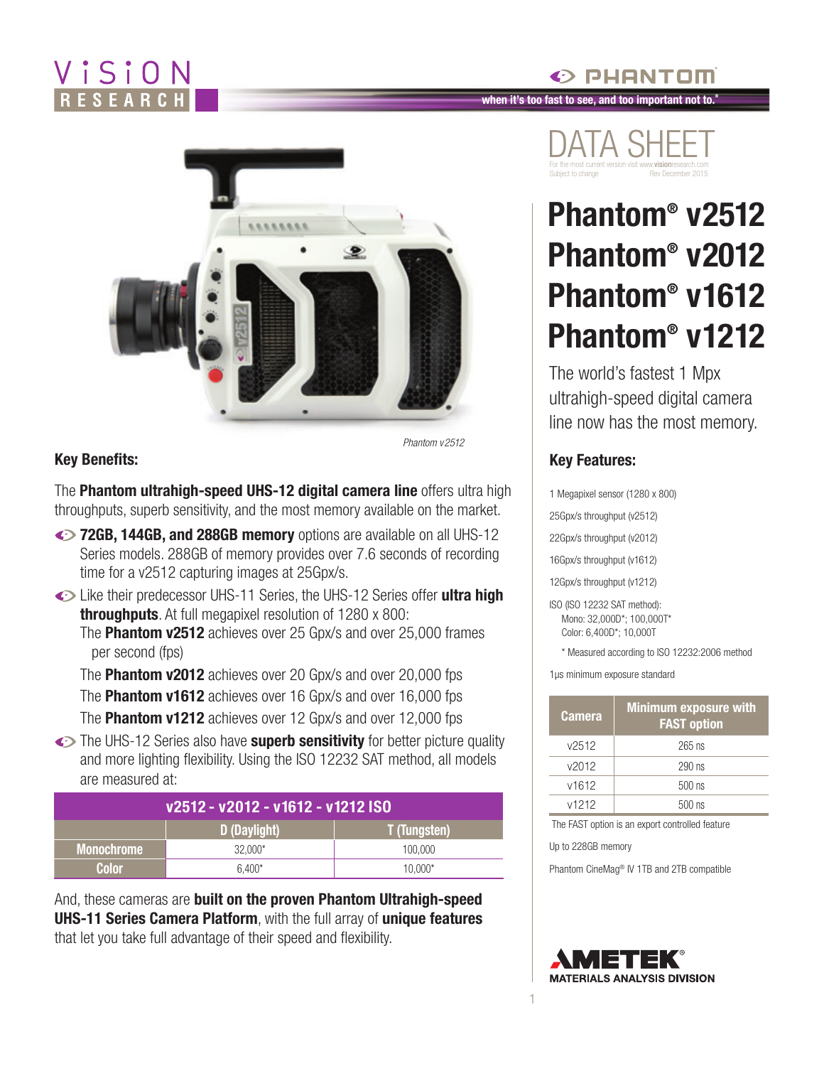VISION RESEARCH

PHANTOM

when it's too fast to see, and too important not to.®

# DATA SHEET

For the most current version visit www.visionresearch.com
Subject to change Rev December 2015

# Phantom® v2512
# Phantom® v2012
# Phantom® v1612
# Phantom® v1212

The world's fastest 1 Mpx ultrahigh-speed digital camera line now has the most memory.

*Phantom v2512*

## Key Benefits:

The **Phantom ultrahigh-speed UHS-12 digital camera line** offers ultra high throughputs, superb sensitivity, and the most memory available on the market.

- **72GB, 144GB, and 288GB memory** options are available on all UHS-12 Series models. 288GB of memory provides over 7.6 seconds of recording time for a v2512 capturing images at 25Gpx/s.
- Like their predecessor UHS-11 Series, the UHS-12 Series offer **ultra high throughputs**. At full megapixel resolution of 1280 x 800:
  The **Phantom v2512** achieves over 25 Gpx/s and over 25,000 frames per second (fps)
  The **Phantom v2012** achieves over 20 Gpx/s and over 20,000 fps
  The **Phantom v1612** achieves over 16 Gpx/s and over 16,000 fps
  The **Phantom v1212** achieves over 12 Gpx/s and over 12,000 fps
- The UHS-12 Series also have **superb sensitivity** for better picture quality and more lighting flexibility. Using the ISO 12232 SAT method, all models are measured at:

| v2512 - v2012 - v1612 - v1212 ISO | | |
|---|---|---|
| | D (Daylight) | T (Tungsten) |
| Monochrome | 32,000* | 100,000 |
| Color | 6,400* | 10,000* |

And, these cameras are **built on the proven Phantom Ultrahigh-speed UHS-11 Series Camera Platform**, with the full array of **unique features** that let you take full advantage of their speed and flexibility.

## Key Features:

1 Megapixel sensor (1280 x 800)

25Gpx/s throughput (v2512)

22Gpx/s throughput (v2012)

16Gpx/s throughput (v1612)

12Gpx/s throughput (v1212)

ISO (ISO 12232 SAT method):
Mono: 32,000D*; 100,000T*
Color: 6,400D*; 10,000T

\* Measured according to ISO 12232:2006 method

1µs minimum exposure standard

| Camera | Minimum exposure with FAST option |
|---|---|
| v2512 | 265 ns |
| v2012 | 290 ns |
| v1612 | 500 ns |
| v1212 | 500 ns |

The FAST option is an export controlled feature

Up to 228GB memory

Phantom CineMag® IV 1TB and 2TB compatible

AMETEK®
MATERIALS ANALYSIS DIVISION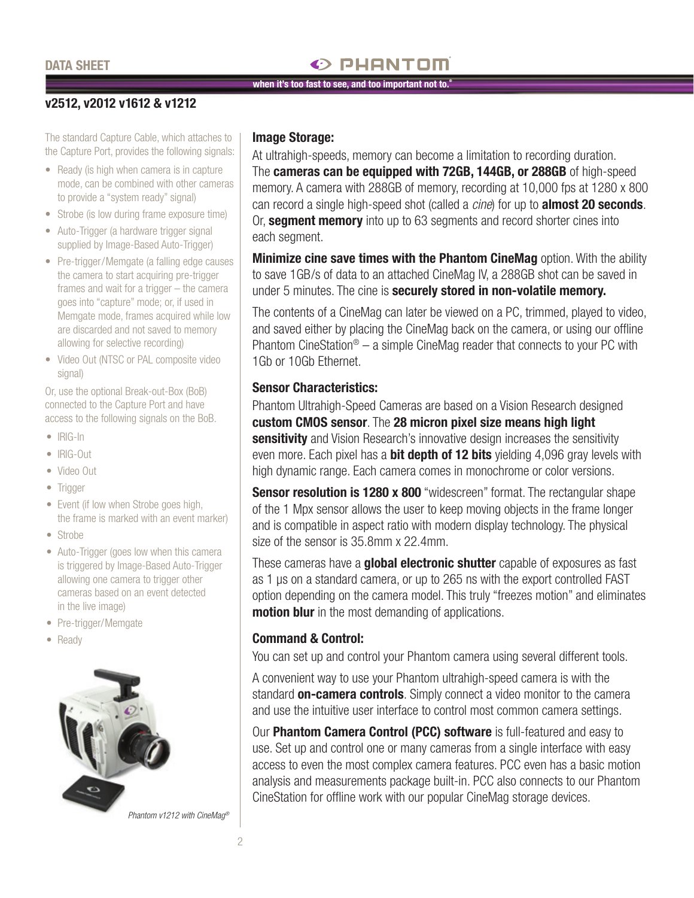## v2512, v2012 v1612 & v1212

The standard Capture Cable, which attaches to the Capture Port, provides the following signals:

- Ready (is high when camera is in capture mode, can be combined with other cameras to provide a "system ready" signal)
- Strobe (is low during frame exposure time)
- Auto-Trigger (a hardware trigger signal supplied by Image-Based Auto-Trigger)
- Pre-trigger/Memgate (a falling edge causes the camera to start acquiring pre-trigger frames and wait for a trigger – the camera goes into "capture" mode; or, if used in Memgate mode, frames acquired while low are discarded and not saved to memory allowing for selective recording)
- Video Out (NTSC or PAL composite video signal)

Or, use the optional Break-out-Box (BoB) connected to the Capture Port and have access to the following signals on the BoB.

- IRIG-In
- IRIG-Out
- Video Out
- Trigger
- Event (if low when Strobe goes high, the frame is marked with an event marker)
- Strobe
- Auto-Trigger (goes low when this camera is triggered by Image-Based Auto-Trigger allowing one camera to trigger other cameras based on an event detected in the live image)
- Pre-trigger/Memgate
- Ready

*Phantom v1212 with CineMag®*

### Image Storage:

At ultrahigh-speeds, memory can become a limitation to recording duration. The **cameras can be equipped with 72GB, 144GB, or 288GB** of high-speed memory. A camera with 288GB of memory, recording at 10,000 fps at 1280 x 800 can record a single high-speed shot (called a *cine*) for up to **almost 20 seconds**. Or, **segment memory** into up to 63 segments and record shorter cines into each segment.

**Minimize cine save times with the Phantom CineMag** option. With the ability to save 1GB/s of data to an attached CineMag IV, a 288GB shot can be saved in under 5 minutes. The cine is **securely stored in non-volatile memory.**

The contents of a CineMag can later be viewed on a PC, trimmed, played to video, and saved either by placing the CineMag back on the camera, or using our offline Phantom CineStation® – a simple CineMag reader that connects to your PC with 1Gb or 10Gb Ethernet.

### Sensor Characteristics:

Phantom Ultrahigh-Speed Cameras are based on a Vision Research designed **custom CMOS sensor**. The **28 micron pixel size means high light sensitivity** and Vision Research's innovative design increases the sensitivity even more. Each pixel has a **bit depth of 12 bits** yielding 4,096 gray levels with high dynamic range. Each camera comes in monochrome or color versions.

**Sensor resolution is 1280 x 800** "widescreen" format. The rectangular shape of the 1 Mpx sensor allows the user to keep moving objects in the frame longer and is compatible in aspect ratio with modern display technology. The physical size of the sensor is 35.8mm x 22.4mm.

These cameras have a **global electronic shutter** capable of exposures as fast as 1 µs on a standard camera, or up to 265 ns with the export controlled FAST option depending on the camera model. This truly "freezes motion" and eliminates **motion blur** in the most demanding of applications.

### Command & Control:

You can set up and control your Phantom camera using several different tools.

A convenient way to use your Phantom ultrahigh-speed camera is with the standard **on-camera controls**. Simply connect a video monitor to the camera and use the intuitive user interface to control most common camera settings.

Our **Phantom Camera Control (PCC) software** is full-featured and easy to use. Set up and control one or many cameras from a single interface with easy access to even the most complex camera features. PCC even has a basic motion analysis and measurements package built-in. PCC also connects to our Phantom CineStation for offline work with our popular CineMag storage devices.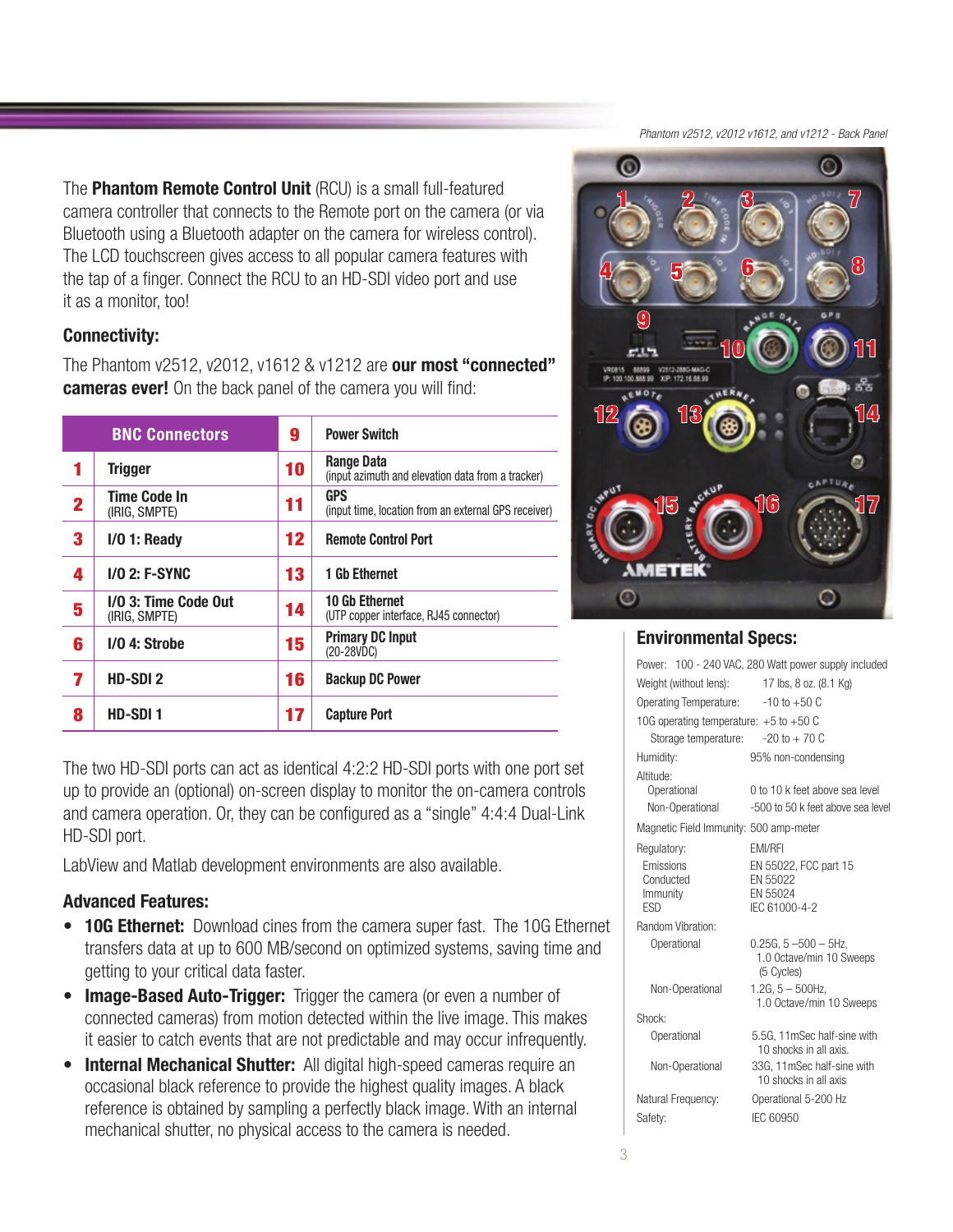The **Phantom Remote Control Unit** (RCU) is a small full-featured camera controller that connects to the Remote port on the camera (or via Bluetooth using a Bluetooth adapter on the camera for wireless control). The LCD touchscreen gives access to all popular camera features with the tap of a finger. Connect the RCU to an HD-SDI video port and use it as a monitor, too!

### Connectivity:

The Phantom v2512, v2012, v1612 & v1212 are **our most "connected" cameras ever!** On the back panel of the camera you will find:

| BNC Connectors | | 9 | Power Switch |
|---|---|---|---|
| 1 | Trigger | 10 | Range Data (input azimuth and elevation data from a tracker) |
| 2 | Time Code In (IRIG, SMPTE) | 11 | GPS (input time, location from an external GPS receiver) |
| 3 | I/O 1: Ready | 12 | Remote Control Port |
| 4 | I/O 2: F-SYNC | 13 | 1 Gb Ethernet |
| 5 | I/O 3: Time Code Out (IRIG, SMPTE) | 14 | 10 Gb Ethernet (UTP copper interface, RJ45 connector) |
| 6 | I/O 4: Strobe | 15 | Primary DC Input (20-28VDC) |
| 7 | HD-SDI 2 | 16 | Backup DC Power |
| 8 | HD-SDI 1 | 17 | Capture Port |

The two HD-SDI ports can act as identical 4:2:2 HD-SDI ports with one port set up to provide an (optional) on-screen display to monitor the on-camera controls and camera operation. Or, they can be configured as a "single" 4:4:4 Dual-Link HD-SDI port.

LabView and Matlab development environments are also available.

### Advanced Features:

- **10G Ethernet:** Download cines from the camera super fast. The 10G Ethernet transfers data at up to 600 MB/second on optimized systems, saving time and getting to your critical data faster.
- **Image-Based Auto-Trigger:** Trigger the camera (or even a number of connected cameras) from motion detected within the live image. This makes it easier to catch events that are not predictable and may occur infrequently.
- **Internal Mechanical Shutter:** All digital high-speed cameras require an occasional black reference to provide the highest quality images. A black reference is obtained by sampling a perfectly black image. With an internal mechanical shutter, no physical access to the camera is needed.

*Phantom v2512, v2012 v1612, and v1212 - Back Panel*

### Environmental Specs:

Power: 100 - 240 VAC, 280 Watt power supply included

| | |
|---|---|
| Weight (without lens): | 17 lbs, 8 oz. (8.1 Kg) |
| Operating Temperature: | -10 to +50 C |
| 10G operating temperature: | +5 to +50 C |
| Storage temperature: | -20 to + 70 C |
| Humidity: | 95% non-condensing |
| Altitude: | |
| Operational | 0 to 10 k feet above sea level |
| Non-Operational | -500 to 50 k feet above sea level |
| Magnetic Field Immunity: | 500 amp-meter |
| Regulatory: | EMI/RFI |
| Emissions | EN 55022, FCC part 15 |
| Conducted | EN 55022 |
| Immunity | EN 55024 |
| ESD | IEC 61000-4-2 |
| Random Vibration: | |
| Operational | 0.25G, 5 –500 – 5Hz, 1.0 Octave/min 10 Sweeps (5 Cycles) |
| Non-Operational | 1.2G, 5 – 500Hz, 1.0 Octave/min 10 Sweeps |
| Shock: | |
| Operational | 5.5G, 11mSec half-sine with 10 shocks in all axis. |
| Non-Operational | 33G, 11mSec half-sine with 10 shocks in all axis |
| Natural Frequency: | Operational 5-200 Hz |
| Safety: | IEC 60950 |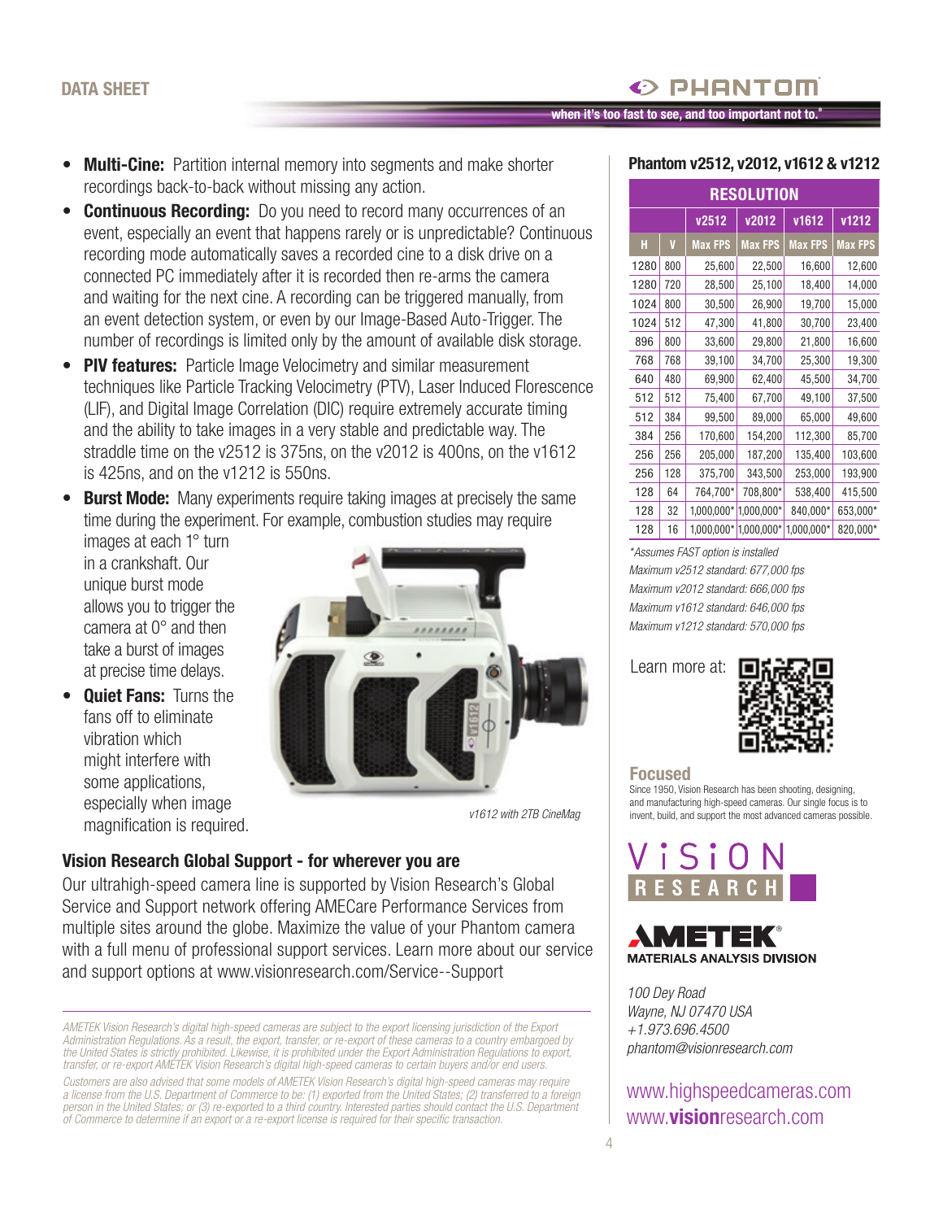DATA SHEET

- **Multi-Cine:** Partition internal memory into segments and make shorter recordings back-to-back without missing any action.
- **Continuous Recording:** Do you need to record many occurrences of an event, especially an event that happens rarely or is unpredictable? Continuous recording mode automatically saves a recorded cine to a disk drive on a connected PC immediately after it is recorded then re-arms the camera and waiting for the next cine. A recording can be triggered manually, from an event detection system, or even by our Image-Based Auto-Trigger. The number of recordings is limited only by the amount of available disk storage.
- **PIV features:** Particle Image Velocimetry and similar measurement techniques like Particle Tracking Velocimetry (PTV), Laser Induced Florescence (LIF), and Digital Image Correlation (DIC) require extremely accurate timing and the ability to take images in a very stable and predictable way. The straddle time on the v2512 is 375ns, on the v2012 is 400ns, on the v1612 is 425ns, and on the v1212 is 550ns.
- **Burst Mode:** Many experiments require taking images at precisely the same time during the experiment. For example, combustion studies may require images at each 1° turn in a crankshaft. Our unique burst mode allows you to trigger the camera at 0° and then take a burst of images at precise time delays.
- **Quiet Fans:** Turns the fans off to eliminate vibration which might interfere with some applications, especially when image magnification is required.

*v1612 with 2TB CineMag*

## Vision Research Global Support - for wherever you are

Our ultrahigh-speed camera line is supported by Vision Research's Global Service and Support network offering AMECare Performance Services from multiple sites around the globe. Maximize the value of your Phantom camera with a full menu of professional support services. Learn more about our service and support options at www.visionresearch.com/Service--Support

*AMETEK Vision Research's digital high-speed cameras are subject to the export licensing jurisdiction of the Export Administration Regulations. As a result, the export, transfer, or re-export of these cameras to a country embargoed by the United States is strictly prohibited. Likewise, it is prohibited under the Export Administration Regulations to export, transfer, or re-export AMETEK Vision Research's digital high-speed cameras to certain buyers and/or end users.*

*Customers are also advised that some models of AMETEK Vision Research's digital high-speed cameras may require a license from the U.S. Department of Commerce to be: (1) exported from the United States; (2) transferred to a foreign person in the United States; or (3) re-exported to a third country. Interested parties should contact the U.S. Department of Commerce to determine if an export or a re-export license is required for their specific transaction.*

### Phantom v2512, v2012, v1612 & v1212

| RESOLUTION | | | | | |
|---|---|---|---|---|---|
| | | v2512 | v2012 | v1612 | v1212 |
| H | V | Max FPS | Max FPS | Max FPS | Max FPS |
| 1280 | 800 | 25,600 | 22,500 | 16,600 | 12,600 |
| 1280 | 720 | 28,500 | 25,100 | 18,400 | 14,000 |
| 1024 | 800 | 30,500 | 26,900 | 19,700 | 15,000 |
| 1024 | 512 | 47,300 | 41,800 | 30,700 | 23,400 |
| 896 | 800 | 33,600 | 29,800 | 21,800 | 16,600 |
| 768 | 768 | 39,100 | 34,700 | 25,300 | 19,300 |
| 640 | 480 | 69,900 | 62,400 | 45,500 | 34,700 |
| 512 | 512 | 75,400 | 67,700 | 49,100 | 37,500 |
| 512 | 384 | 99,500 | 89,000 | 65,000 | 49,600 |
| 384 | 256 | 170,600 | 154,200 | 112,300 | 85,700 |
| 256 | 256 | 205,000 | 187,200 | 135,400 | 103,600 |
| 256 | 128 | 375,700 | 343,500 | 253,000 | 193,900 |
| 128 | 64 | 764,700* | 708,800* | 538,400 | 415,500 |
| 128 | 32 | 1,000,000* | 1,000,000* | 840,000* | 653,000* |
| 128 | 16 | 1,000,000* | 1,000,000* | 1,000,000* | 820,000* |

*\*Assumes FAST option is installed*
*Maximum v2512 standard: 677,000 fps*
*Maximum v2012 standard: 666,000 fps*
*Maximum v1612 standard: 646,000 fps*
*Maximum v1212 standard: 570,000 fps*

Learn more at:

### Focused

Since 1950, Vision Research has been shooting, designing, and manufacturing high-speed cameras. Our single focus is to invent, build, and support the most advanced cameras possible.

VISION RESEARCH

AMETEK® MATERIALS ANALYSIS DIVISION

*100 Dey Road*
*Wayne, NJ 07470 USA*
*+1.973.696.4500*
*phantom@visionresearch.com*

www.highspeedcameras.com
www.**vision**research.com